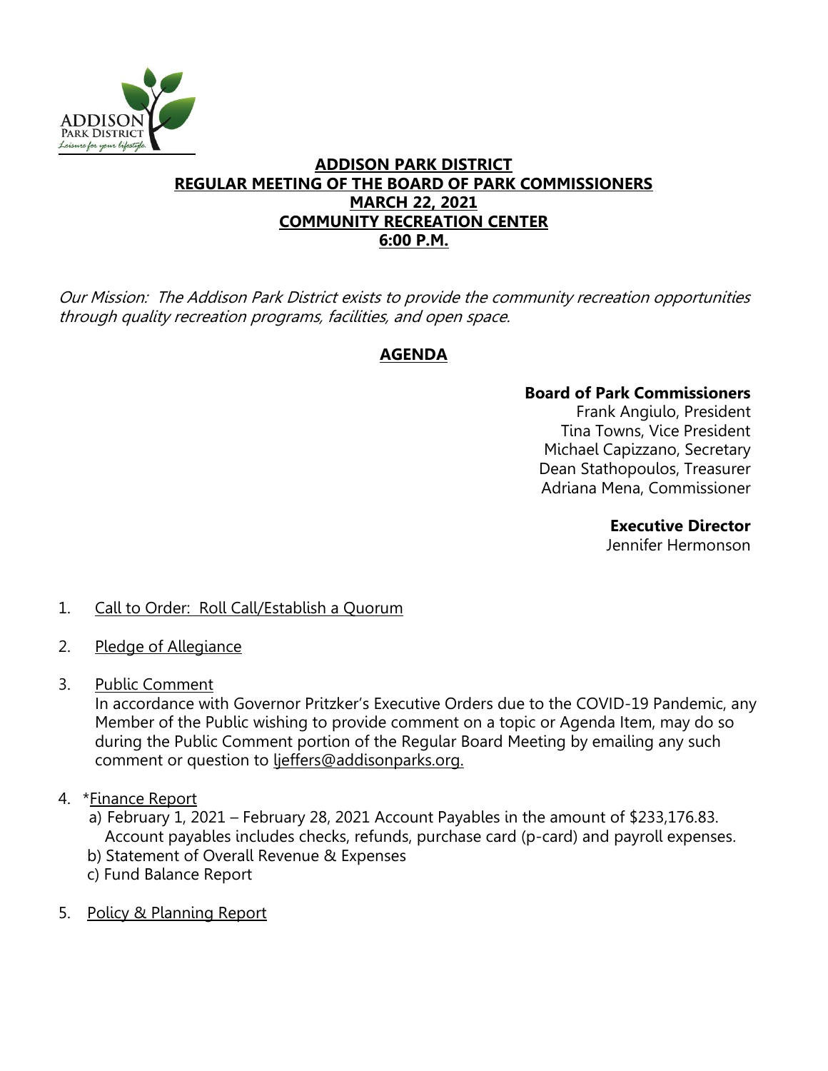ADDISON PARK DISTRICT
*Leisure for your lifestyle.*

# ADDISON PARK DISTRICT
## REGULAR MEETING OF THE BOARD OF PARK COMMISSIONERS
## MARCH 22, 2021
## COMMUNITY RECREATION CENTER
## 6:00 P.M.

*Our Mission: The Addison Park District exists to provide the community recreation opportunities through quality recreation programs, facilities, and open space.*

## AGENDA

**Board of Park Commissioners**
Frank Angiulo, President
Tina Towns, Vice President
Michael Capizzano, Secretary
Dean Stathopoulos, Treasurer
Adriana Mena, Commissioner

**Executive Director**
Jennifer Hermonson

1. Call to Order: Roll Call/Establish a Quorum

2. Pledge of Allegiance

3. Public Comment
   In accordance with Governor Pritzker's Executive Orders due to the COVID-19 Pandemic, any Member of the Public wishing to provide comment on a topic or Agenda Item, may do so during the Public Comment portion of the Regular Board Meeting by emailing any such comment or question to ljeffers@addisonparks.org.

4. *Finance Report
   a) February 1, 2021 – February 28, 2021 Account Payables in the amount of $233,176.83. Account payables includes checks, refunds, purchase card (p-card) and payroll expenses.
   b) Statement of Overall Revenue & Expenses
   c) Fund Balance Report

5. Policy & Planning Report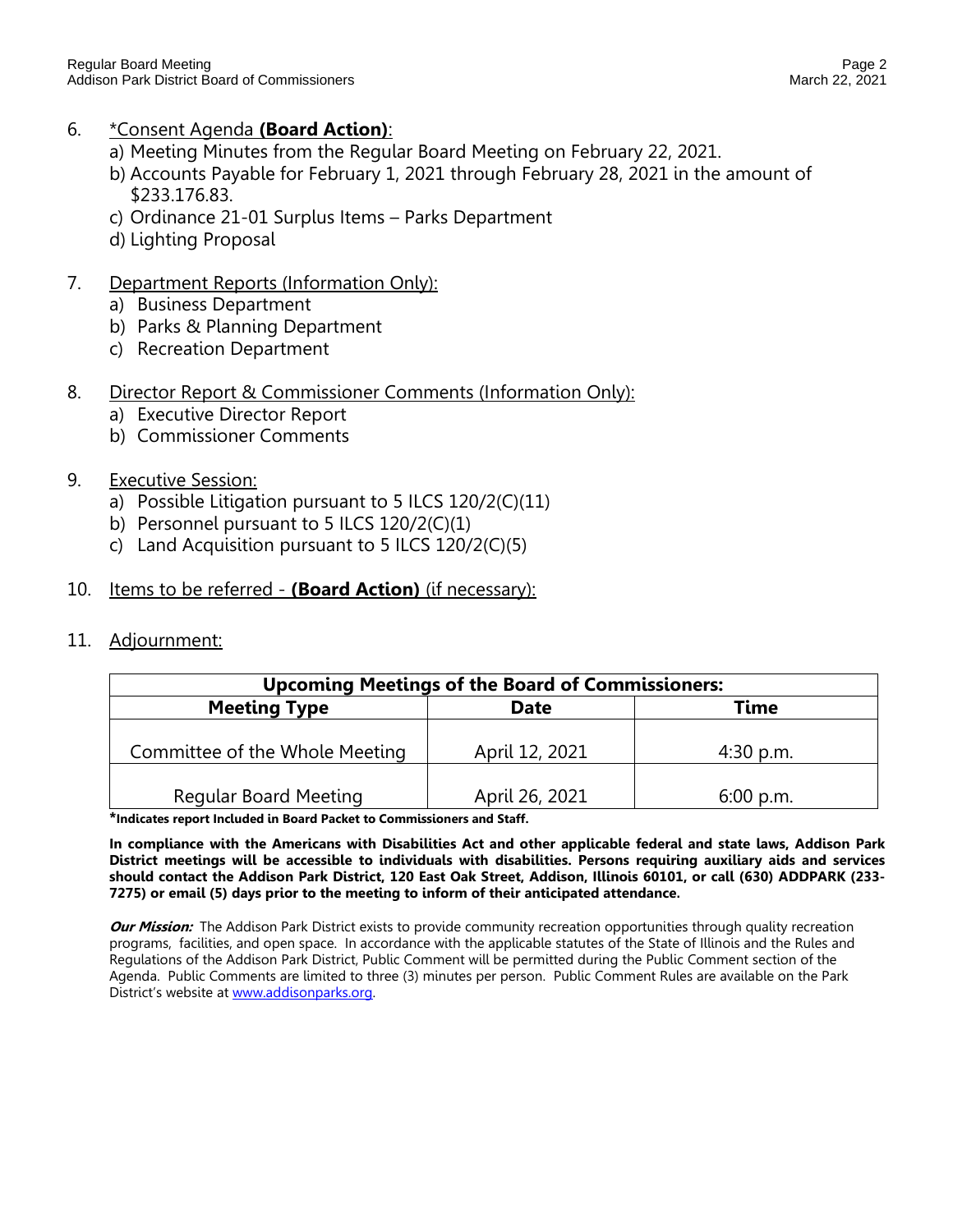6. *Consent Agenda **(Board Action)**:
   a) Meeting Minutes from the Regular Board Meeting on February 22, 2021.
   b) Accounts Payable for February 1, 2021 through February 28, 2021 in the amount of $233.176.83.
   c) Ordinance 21-01 Surplus Items – Parks Department
   d) Lighting Proposal

7. Department Reports (Information Only):
   a) Business Department
   b) Parks & Planning Department
   c) Recreation Department

8. Director Report & Commissioner Comments (Information Only):
   a) Executive Director Report
   b) Commissioner Comments

9. Executive Session:
   a) Possible Litigation pursuant to 5 ILCS 120/2(C)(11)
   b) Personnel pursuant to 5 ILCS 120/2(C)(1)
   c) Land Acquisition pursuant to 5 ILCS 120/2(C)(5)

10. Items to be referred - **(Board Action)** (if necessary):

11. Adjournment:

| **Upcoming Meetings of the Board of Commissioners:** | | |
|---|---|---|
| **Meeting Type** | **Date** | **Time** |
| Committee of the Whole Meeting | April 12, 2021 | 4:30 p.m. |
| Regular Board Meeting | April 26, 2021 | 6:00 p.m. |

***Indicates report Included in Board Packet to Commissioners and Staff.**

**In compliance with the Americans with Disabilities Act and other applicable federal and state laws, Addison Park District meetings will be accessible to individuals with disabilities. Persons requiring auxiliary aids and services should contact the Addison Park District, 120 East Oak Street, Addison, Illinois 60101, or call (630) ADDPARK (233-7275) or email (5) days prior to the meeting to inform of their anticipated attendance.**

***Our Mission:*** The Addison Park District exists to provide community recreation opportunities through quality recreation programs, facilities, and open space. In accordance with the applicable statutes of the State of Illinois and the Rules and Regulations of the Addison Park District, Public Comment will be permitted during the Public Comment section of the Agenda. Public Comments are limited to three (3) minutes per person. Public Comment Rules are available on the Park District's website at www.addisonparks.org.